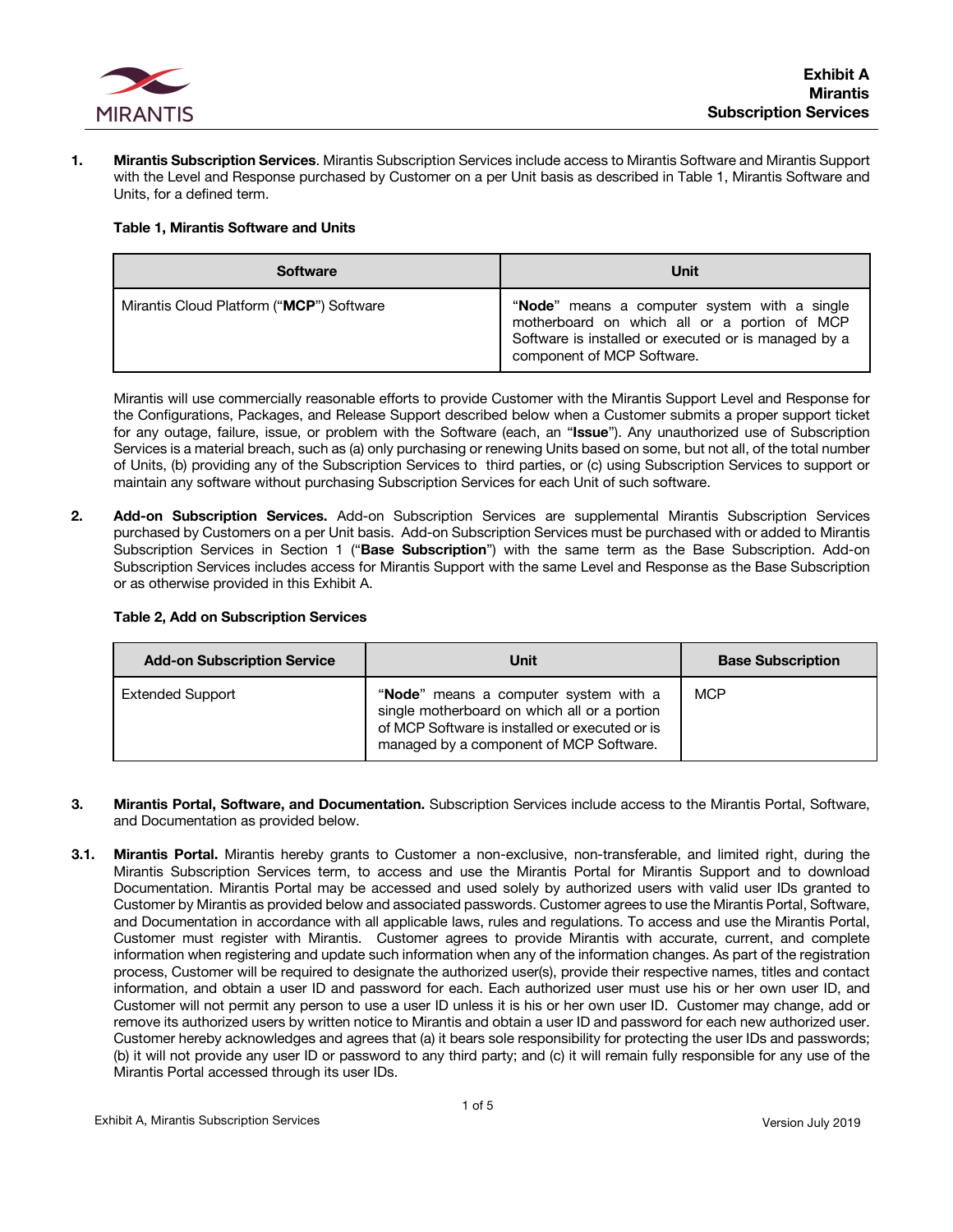# Exhibit A
# Mirantis
# Subscription Services

1. **Mirantis Subscription Services**. Mirantis Subscription Services include access to Mirantis Software and Mirantis Support with the Level and Response purchased by Customer on a per Unit basis as described in Table 1, Mirantis Software and Units, for a defined term.

**Table 1, Mirantis Software and Units**

| Software | Unit |
| --- | --- |
| Mirantis Cloud Platform ("**MCP**") Software | "**Node**" means a computer system with a single motherboard on which all or a portion of MCP Software is installed or executed or is managed by a component of MCP Software. |

Mirantis will use commercially reasonable efforts to provide Customer with the Mirantis Support Level and Response for the Configurations, Packages, and Release Support described below when a Customer submits a proper support ticket for any outage, failure, issue, or problem with the Software (each, an "**Issue**"). Any unauthorized use of Subscription Services is a material breach, such as (a) only purchasing or renewing Units based on some, but not all, of the total number of Units, (b) providing any of the Subscription Services to third parties, or (c) using Subscription Services to support or maintain any software without purchasing Subscription Services for each Unit of such software.

2. **Add-on Subscription Services.** Add-on Subscription Services are supplemental Mirantis Subscription Services purchased by Customers on a per Unit basis. Add-on Subscription Services must be purchased with or added to Mirantis Subscription Services in Section 1 ("**Base Subscription**") with the same term as the Base Subscription. Add-on Subscription Services includes access for Mirantis Support with the same Level and Response as the Base Subscription or as otherwise provided in this Exhibit A.

**Table 2, Add on Subscription Services**

| Add-on Subscription Service | Unit | Base Subscription |
| --- | --- | --- |
| Extended Support | "**Node**" means a computer system with a single motherboard on which all or a portion of MCP Software is installed or executed or is managed by a component of MCP Software. | MCP |

3. **Mirantis Portal, Software, and Documentation.** Subscription Services include access to the Mirantis Portal, Software, and Documentation as provided below.

3.1. **Mirantis Portal.** Mirantis hereby grants to Customer a non-exclusive, non-transferable, and limited right, during the Mirantis Subscription Services term, to access and use the Mirantis Portal for Mirantis Support and to download Documentation. Mirantis Portal may be accessed and used solely by authorized users with valid user IDs granted to Customer by Mirantis as provided below and associated passwords. Customer agrees to use the Mirantis Portal, Software, and Documentation in accordance with all applicable laws, rules and regulations. To access and use the Mirantis Portal, Customer must register with Mirantis. Customer agrees to provide Mirantis with accurate, current, and complete information when registering and update such information when any of the information changes. As part of the registration process, Customer will be required to designate the authorized user(s), provide their respective names, titles and contact information, and obtain a user ID and password for each. Each authorized user must use his or her own user ID, and Customer will not permit any person to use a user ID unless it is his or her own user ID. Customer may change, add or remove its authorized users by written notice to Mirantis and obtain a user ID and password for each new authorized user. Customer hereby acknowledges and agrees that (a) it bears sole responsibility for protecting the user IDs and passwords; (b) it will not provide any user ID or password to any third party; and (c) it will remain fully responsible for any use of the Mirantis Portal accessed through its user IDs.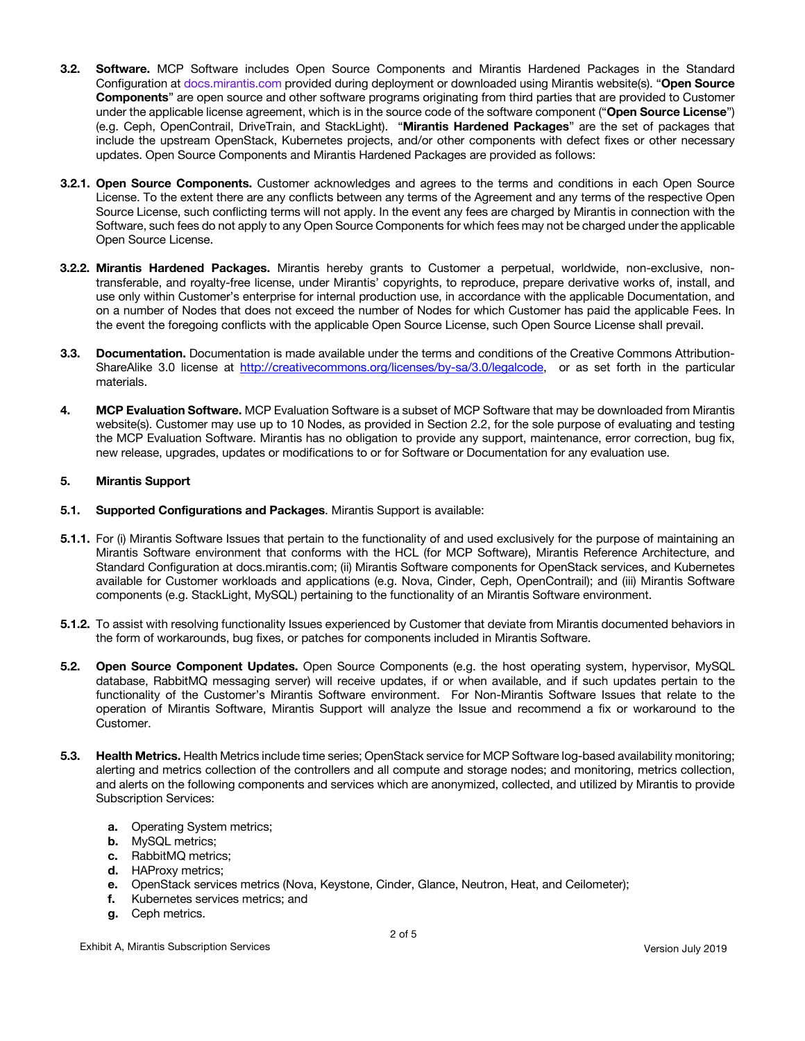**3.2. Software.** MCP Software includes Open Source Components and Mirantis Hardened Packages in the Standard Configuration at docs.mirantis.com provided during deployment or downloaded using Mirantis website(s). "**Open Source Components**" are open source and other software programs originating from third parties that are provided to Customer under the applicable license agreement, which is in the source code of the software component ("**Open Source License**") (e.g. Ceph, OpenContrail, DriveTrain, and StackLight). "**Mirantis Hardened Packages**" are the set of packages that include the upstream OpenStack, Kubernetes projects, and/or other components with defect fixes or other necessary updates. Open Source Components and Mirantis Hardened Packages are provided as follows:

**3.2.1. Open Source Components.** Customer acknowledges and agrees to the terms and conditions in each Open Source License. To the extent there are any conflicts between any terms of the Agreement and any terms of the respective Open Source License, such conflicting terms will not apply. In the event any fees are charged by Mirantis in connection with the Software, such fees do not apply to any Open Source Components for which fees may not be charged under the applicable Open Source License.

**3.2.2. Mirantis Hardened Packages.** Mirantis hereby grants to Customer a perpetual, worldwide, non-exclusive, non-transferable, and royalty-free license, under Mirantis' copyrights, to reproduce, prepare derivative works of, install, and use only within Customer's enterprise for internal production use, in accordance with the applicable Documentation, and on a number of Nodes that does not exceed the number of Nodes for which Customer has paid the applicable Fees. In the event the foregoing conflicts with the applicable Open Source License, such Open Source License shall prevail.

**3.3. Documentation.** Documentation is made available under the terms and conditions of the Creative Commons Attribution-ShareAlike 3.0 license at http://creativecommons.org/licenses/by-sa/3.0/legalcode, or as set forth in the particular materials.

**4. MCP Evaluation Software.** MCP Evaluation Software is a subset of MCP Software that may be downloaded from Mirantis website(s). Customer may use up to 10 Nodes, as provided in Section 2.2, for the sole purpose of evaluating and testing the MCP Evaluation Software. Mirantis has no obligation to provide any support, maintenance, error correction, bug fix, new release, upgrades, updates or modifications to or for Software or Documentation for any evaluation use.

**5. Mirantis Support**

**5.1. Supported Configurations and Packages**. Mirantis Support is available:

**5.1.1.** For (i) Mirantis Software Issues that pertain to the functionality of and used exclusively for the purpose of maintaining an Mirantis Software environment that conforms with the HCL (for MCP Software), Mirantis Reference Architecture, and Standard Configuration at docs.mirantis.com; (ii) Mirantis Software components for OpenStack services, and Kubernetes available for Customer workloads and applications (e.g. Nova, Cinder, Ceph, OpenContrail); and (iii) Mirantis Software components (e.g. StackLight, MySQL) pertaining to the functionality of an Mirantis Software environment.

**5.1.2.** To assist with resolving functionality Issues experienced by Customer that deviate from Mirantis documented behaviors in the form of workarounds, bug fixes, or patches for components included in Mirantis Software.

**5.2. Open Source Component Updates.** Open Source Components (e.g. the host operating system, hypervisor, MySQL database, RabbitMQ messaging server) will receive updates, if or when available, and if such updates pertain to the functionality of the Customer's Mirantis Software environment. For Non-Mirantis Software Issues that relate to the operation of Mirantis Software, Mirantis Support will analyze the Issue and recommend a fix or workaround to the Customer.

**5.3. Health Metrics.** Health Metrics include time series; OpenStack service for MCP Software log-based availability monitoring; alerting and metrics collection of the controllers and all compute and storage nodes; and monitoring, metrics collection, and alerts on the following components and services which are anonymized, collected, and utilized by Mirantis to provide Subscription Services:

- **a.** Operating System metrics;
- **b.** MySQL metrics;
- **c.** RabbitMQ metrics;
- **d.** HAProxy metrics;
- **e.** OpenStack services metrics (Nova, Keystone, Cinder, Glance, Neutron, Heat, and Ceilometer);
- **f.** Kubernetes services metrics; and
- **g.** Ceph metrics.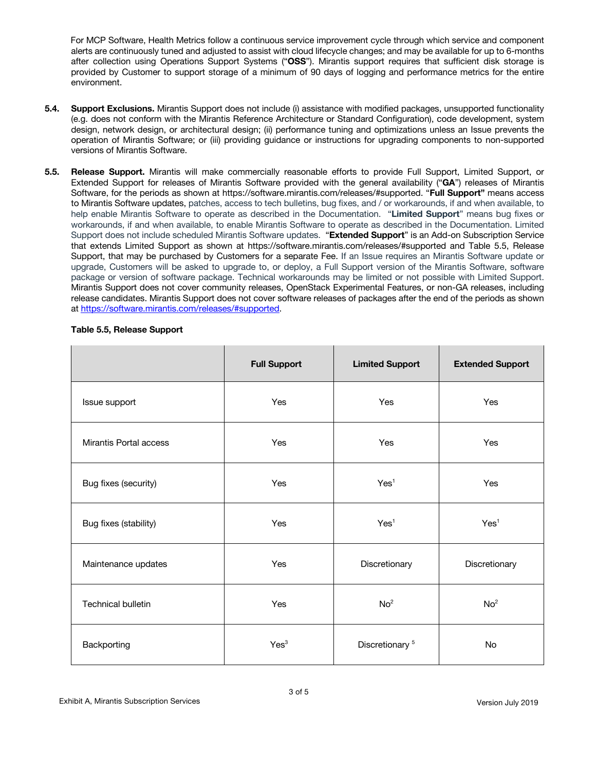For MCP Software, Health Metrics follow a continuous service improvement cycle through which service and component alerts are continuously tuned and adjusted to assist with cloud lifecycle changes; and may be available for up to 6-months after collection using Operations Support Systems ("**OSS**"). Mirantis support requires that sufficient disk storage is provided by Customer to support storage of a minimum of 90 days of logging and performance metrics for the entire environment.

**5.4. Support Exclusions.** Mirantis Support does not include (i) assistance with modified packages, unsupported functionality (e.g. does not conform with the Mirantis Reference Architecture or Standard Configuration), code development, system design, network design, or architectural design; (ii) performance tuning and optimizations unless an Issue prevents the operation of Mirantis Software; or (iii) providing guidance or instructions for upgrading components to non-supported versions of Mirantis Software.

**5.5. Release Support.** Mirantis will make commercially reasonable efforts to provide Full Support, Limited Support, or Extended Support for releases of Mirantis Software provided with the general availability ("**GA**") releases of Mirantis Software, for the periods as shown at https://software.mirantis.com/releases/#supported. "**Full Support"** means access to Mirantis Software updates, patches, access to tech bulletins, bug fixes, and / or workarounds, if and when available, to help enable Mirantis Software to operate as described in the Documentation. "**Limited Support**" means bug fixes or workarounds, if and when available, to enable Mirantis Software to operate as described in the Documentation. Limited Support does not include scheduled Mirantis Software updates. "**Extended Support**" is an Add-on Subscription Service that extends Limited Support as shown at https://software.mirantis.com/releases/#supported and Table 5.5, Release Support, that may be purchased by Customers for a separate Fee. If an Issue requires an Mirantis Software update or upgrade, Customers will be asked to upgrade to, or deploy, a Full Support version of the Mirantis Software, software package or version of software package. Technical workarounds may be limited or not possible with Limited Support. Mirantis Support does not cover community releases, OpenStack Experimental Features, or non-GA releases, including release candidates. Mirantis Support does not cover software releases of packages after the end of the periods as shown at https://software.mirantis.com/releases/#supported.

**Table 5.5, Release Support**

| | Full Support | Limited Support | Extended Support |
|---|---|---|---|
| Issue support | Yes | Yes | Yes |
| Mirantis Portal access | Yes | Yes | Yes |
| Bug fixes (security) | Yes | Yes[1] | Yes |
| Bug fixes (stability) | Yes | Yes[1] | Yes[1] |
| Maintenance updates | Yes | Discretionary | Discretionary |
| Technical bulletin | Yes | No[2] | No[2] |
| Backporting | Yes[3] | Discretionary [5] | No |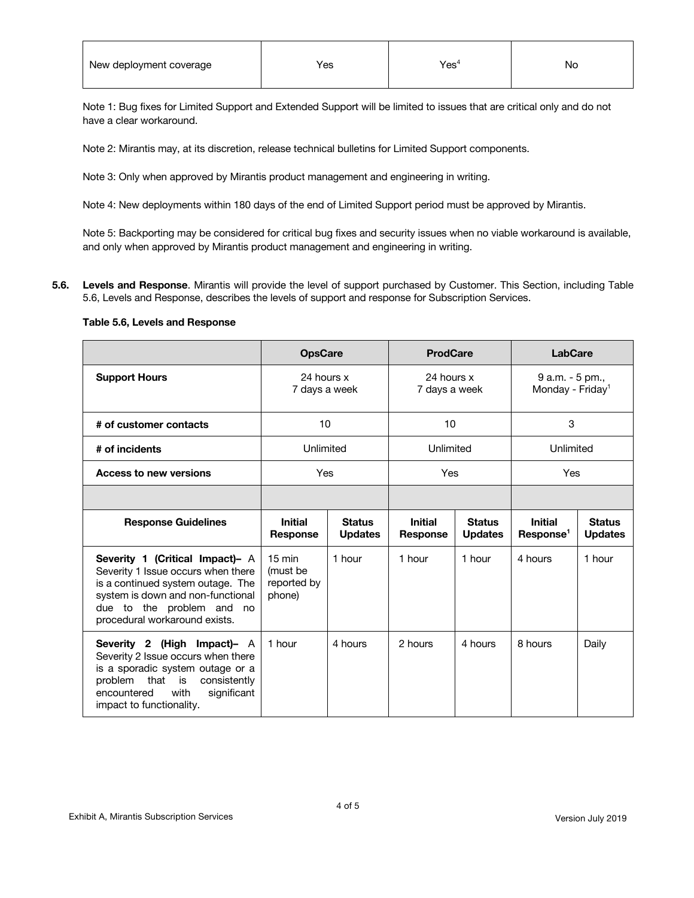| New deployment coverage | Yes | Yes[4] | No |
|---|---|---|---|

Note 1: Bug fixes for Limited Support and Extended Support will be limited to issues that are critical only and do not have a clear workaround.

Note 2: Mirantis may, at its discretion, release technical bulletins for Limited Support components.

Note 3: Only when approved by Mirantis product management and engineering in writing.

Note 4: New deployments within 180 days of the end of Limited Support period must be approved by Mirantis.

Note 5: Backporting may be considered for critical bug fixes and security issues when no viable workaround is available, and only when approved by Mirantis product management and engineering in writing.

**5.6. Levels and Response**. Mirantis will provide the level of support purchased by Customer. This Section, including Table 5.6, Levels and Response, describes the levels of support and response for Subscription Services.

**Table 5.6, Levels and Response**

| | **OpsCare** | | **ProdCare** | | **LabCare** | |
|---|---|---|---|---|---|---|
| **Support Hours** | 24 hours x 7 days a week | | 24 hours x 7 days a week | | 9 a.m. - 5 pm., Monday - Friday[1] | |
| **# of customer contacts** | 10 | | 10 | | 3 | |
| **# of incidents** | Unlimited | | Unlimited | | Unlimited | |
| **Access to new versions** | Yes | | Yes | | Yes | |
| | | | | | | |
| **Response Guidelines** | **Initial Response** | **Status Updates** | **Initial Response** | **Status Updates** | **Initial Response[1]** | **Status Updates** |
| **Severity 1 (Critical Impact)–** A Severity 1 Issue occurs when there is a continued system outage. The system is down and non-functional due to the problem and no procedural workaround exists. | 15 min (must be reported by phone) | 1 hour | 1 hour | 1 hour | 4 hours | 1 hour |
| **Severity 2 (High Impact)–** A Severity 2 Issue occurs when there is a sporadic system outage or a problem that is consistently encountered with significant impact to functionality. | 1 hour | 4 hours | 2 hours | 4 hours | 8 hours | Daily |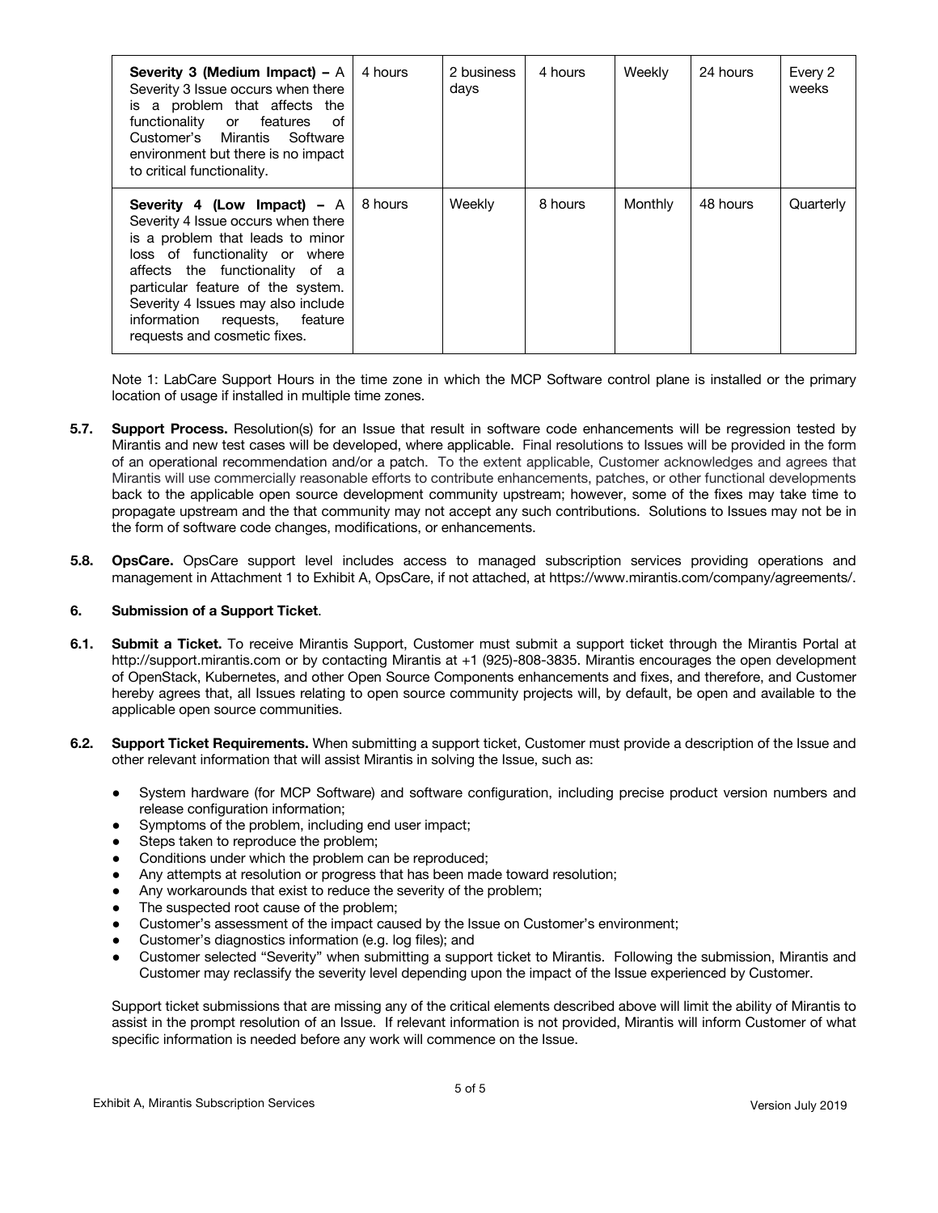| | | | | | | |
|---|---|---|---|---|---|---|
| **Severity 3 (Medium Impact) –** A Severity 3 Issue occurs when there is a problem that affects the functionality or features of Customer's Mirantis Software environment but there is no impact to critical functionality. | 4 hours | 2 business days | 4 hours | Weekly | 24 hours | Every 2 weeks |
| **Severity 4 (Low Impact) –** A Severity 4 Issue occurs when there is a problem that leads to minor loss of functionality or where affects the functionality of a particular feature of the system. Severity 4 Issues may also include information requests, feature requests and cosmetic fixes. | 8 hours | Weekly | 8 hours | Monthly | 48 hours | Quarterly |

Note 1: LabCare Support Hours in the time zone in which the MCP Software control plane is installed or the primary location of usage if installed in multiple time zones.

**5.7. Support Process.** Resolution(s) for an Issue that result in software code enhancements will be regression tested by Mirantis and new test cases will be developed, where applicable. Final resolutions to Issues will be provided in the form of an operational recommendation and/or a patch. To the extent applicable, Customer acknowledges and agrees that Mirantis will use commercially reasonable efforts to contribute enhancements, patches, or other functional developments back to the applicable open source development community upstream; however, some of the fixes may take time to propagate upstream and the that community may not accept any such contributions. Solutions to Issues may not be in the form of software code changes, modifications, or enhancements.

**5.8. OpsCare.** OpsCare support level includes access to managed subscription services providing operations and management in Attachment 1 to Exhibit A, OpsCare, if not attached, at https://www.mirantis.com/company/agreements/.

**6. Submission of a Support Ticket**.

**6.1. Submit a Ticket.** To receive Mirantis Support, Customer must submit a support ticket through the Mirantis Portal at http://support.mirantis.com or by contacting Mirantis at +1 (925)-808-3835. Mirantis encourages the open development of OpenStack, Kubernetes, and other Open Source Components enhancements and fixes, and therefore, and Customer hereby agrees that, all Issues relating to open source community projects will, by default, be open and available to the applicable open source communities.

**6.2. Support Ticket Requirements.** When submitting a support ticket, Customer must provide a description of the Issue and other relevant information that will assist Mirantis in solving the Issue, such as:

- System hardware (for MCP Software) and software configuration, including precise product version numbers and release configuration information;
- Symptoms of the problem, including end user impact;
- Steps taken to reproduce the problem;
- Conditions under which the problem can be reproduced;
- Any attempts at resolution or progress that has been made toward resolution;
- Any workarounds that exist to reduce the severity of the problem;
- The suspected root cause of the problem;
- Customer's assessment of the impact caused by the Issue on Customer's environment;
- Customer's diagnostics information (e.g. log files); and
- Customer selected "Severity" when submitting a support ticket to Mirantis. Following the submission, Mirantis and Customer may reclassify the severity level depending upon the impact of the Issue experienced by Customer.

Support ticket submissions that are missing any of the critical elements described above will limit the ability of Mirantis to assist in the prompt resolution of an Issue. If relevant information is not provided, Mirantis will inform Customer of what specific information is needed before any work will commence on the Issue.